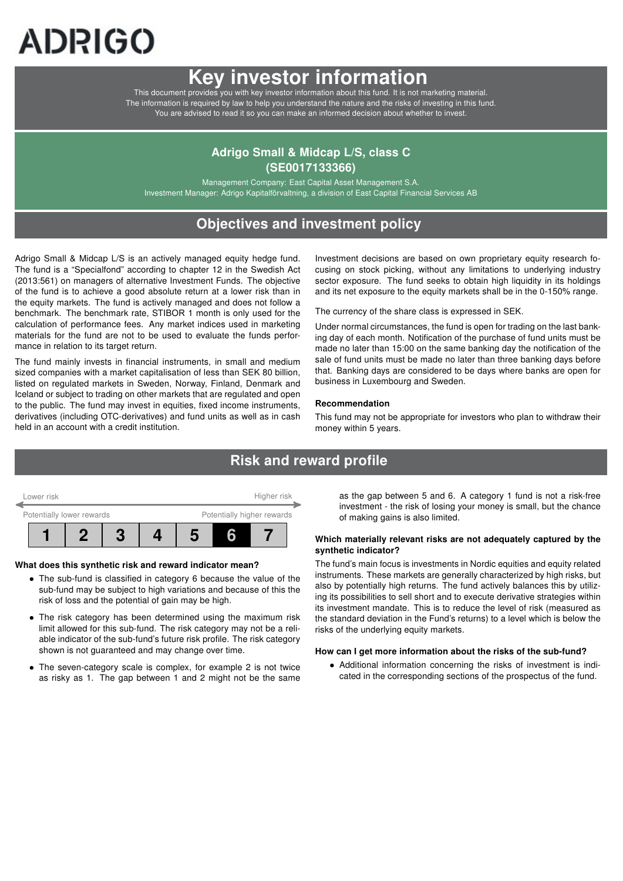ADRIGO

# Key investor information

This document provides you with key investor information about this fund. It is not marketing material. The information is required by law to help you understand the nature and the risks of investing in this fund. You are advised to read it so you can make an informed decision about whether to invest.

## Adrigo Small & Midcap L/S, class C (SE0017133366)

Management Company: East Capital Asset Management S.A.
Investment Manager: Adrigo Kapitalförvaltning, a division of East Capital Financial Services AB

## Objectives and investment policy

Adrigo Small & Midcap L/S is an actively managed equity hedge fund. The fund is a "Specialfond" according to chapter 12 in the Swedish Act (2013:561) on managers of alternative Investment Funds. The objective of the fund is to achieve a good absolute return at a lower risk than in the equity markets. The fund is actively managed and does not follow a benchmark. The benchmark rate, STIBOR 1 month is only used for the calculation of performance fees. Any market indices used in marketing materials for the fund are not to be used to evaluate the funds performance in relation to its target return.

The fund mainly invests in financial instruments, in small and medium sized companies with a market capitalisation of less than SEK 80 billion, listed on regulated markets in Sweden, Norway, Finland, Denmark and Iceland or subject to trading on other markets that are regulated and open to the public. The fund may invest in equities, fixed income instruments, derivatives (including OTC-derivatives) and fund units as well as in cash held in an account with a credit institution.

Investment decisions are based on own proprietary equity research focusing on stock picking, without any limitations to underlying industry sector exposure. The fund seeks to obtain high liquidity in its holdings and its net exposure to the equity markets shall be in the 0-150% range.

The currency of the share class is expressed in SEK.

Under normal circumstances, the fund is open for trading on the last banking day of each month. Notification of the purchase of fund units must be made no later than 15:00 on the same banking day the notification of the sale of fund units must be made no later than three banking days before that. Banking days are considered to be days where banks are open for business in Luxembourg and Sweden.

**Recommendation**

This fund may not be appropriate for investors who plan to withdraw their money within 5 years.

## Risk and reward profile

| Lower risk | | | | | | Higher risk |
|---|---|---|---|---|---|---|
| Potentially lower rewards | | | | | | Potentially higher rewards |
| 1 | 2 | 3 | 4 | 5 | **6** | 7 |

**What does this synthetic risk and reward indicator mean?**

- The sub-fund is classified in category 6 because the value of the sub-fund may be subject to high variations and because of this the risk of loss and the potential of gain may be high.
- The risk category has been determined using the maximum risk limit allowed for this sub-fund. The risk category may not be a reliable indicator of the sub-fund's future risk profile. The risk category shown is not guaranteed and may change over time.
- The seven-category scale is complex, for example 2 is not twice as risky as 1. The gap between 1 and 2 might not be the same as the gap between 5 and 6. A category 1 fund is not a risk-free investment - the risk of losing your money is small, but the chance of making gains is also limited.

**Which materially relevant risks are not adequately captured by the synthetic indicator?**

The fund's main focus is investments in Nordic equities and equity related instruments. These markets are generally characterized by high risks, but also by potentially high returns. The fund actively balances this by utilizing its possibilities to sell short and to execute derivative strategies within its investment mandate. This is to reduce the level of risk (measured as the standard deviation in the Fund's returns) to a level which is below the risks of the underlying equity markets.

**How can I get more information about the risks of the sub-fund?**

- Additional information concerning the risks of investment is indicated in the corresponding sections of the prospectus of the fund.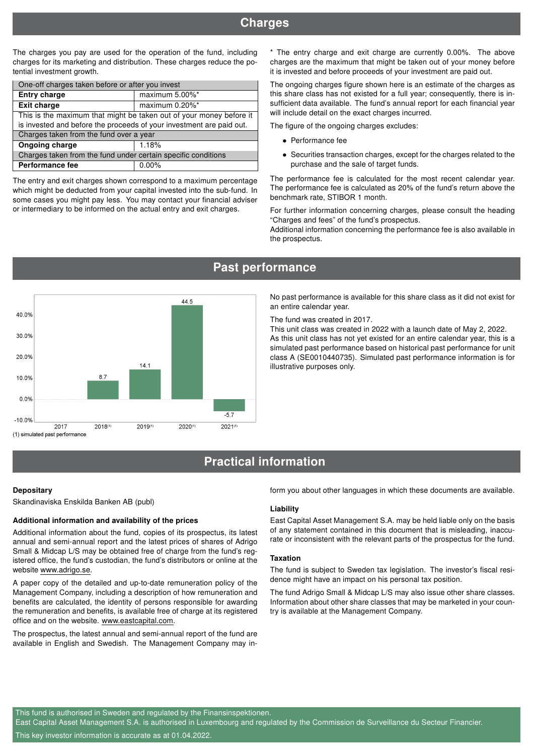## Charges

The charges you pay are used for the operation of the fund, including charges for its marketing and distribution. These charges reduce the potential investment growth.

| One-off charges taken before or after you invest | |
|---|---|
| **Entry charge** | maximum 5.00%* |
| **Exit charge** | maximum 0.20%* |
| This is the maximum that might be taken out of your money before it is invested and before the proceeds of your investment are paid out. | |
| Charges taken from the fund over a year | |
| **Ongoing charge** | 1.18% |
| Charges taken from the fund under certain specific conditions | |
| **Performance fee** | 0.00% |

The entry and exit charges shown correspond to a maximum percentage which might be deducted from your capital invested into the sub-fund. In some cases you might pay less. You may contact your financial adviser or intermediary to be informed on the actual entry and exit charges.

* The entry charge and exit charge are currently 0.00%. The above charges are the maximum that might be taken out of your money before it is invested and before proceeds of your investment are paid out.

The ongoing charges figure shown here is an estimate of the charges as this share class has not existed for a full year; consequently, there is insufficient data available. The fund's annual report for each financial year will include detail on the exact charges incurred.

The figure of the ongoing charges excludes:

- Performance fee
- Securities transaction charges, except for the charges related to the purchase and the sale of target funds.

The performance fee is calculated for the most recent calendar year. The performance fee is calculated as 20% of the fund's return above the benchmark rate, STIBOR 1 month.

For further information concerning charges, please consult the heading "Charges and fees" of the fund's prospectus.
Additional information concerning the performance fee is also available in the prospectus.

## Past performance

40.0%
30.0%
20.0%
10.0%
0.0%
-10.0%

8.7
14.1
44.5
-5.7

2017
2018(1)
2019(1)
2020(1)
2021(1)

(1) simulated past performance

No past performance is available for this share class as it did not exist for an entire calendar year.

The fund was created in 2017.
This unit class was created in 2022 with a launch date of May 2, 2022. As this unit class has not yet existed for an entire calendar year, this is a simulated past performance based on historical past performance for unit class A (SE0010440735). Simulated past performance information is for illustrative purposes only.

## Practical information

### Depositary

Skandinaviska Enskilda Banken AB (publ)

### Additional information and availability of the prices

Additional information about the fund, copies of its prospectus, its latest annual and semi-annual report and the latest prices of shares of Adrigo Small & Midcap L/S may be obtained free of charge from the fund's registered office, the fund's custodian, the fund's distributors or online at the website www.adrigo.se.

A paper copy of the detailed and up-to-date remuneration policy of the Management Company, including a description of how remuneration and benefits are calculated, the identity of persons responsible for awarding the remuneration and benefits, is available free of charge at its registered office and on the website. www.eastcapital.com.

The prospectus, the latest annual and semi-annual report of the fund are available in English and Swedish. The Management Company may inform you about other languages in which these documents are available.

### Liability

East Capital Asset Management S.A. may be held liable only on the basis of any statement contained in this document that is misleading, inaccurate or inconsistent with the relevant parts of the prospectus for the fund.

### Taxation

The fund is subject to Sweden tax legislation. The investor's fiscal residence might have an impact on his personal tax position.

The fund Adrigo Small & Midcap L/S may also issue other share classes. Information about other share classes that may be marketed in your country is available at the Management Company.

This fund is authorised in Sweden and regulated by the Finansinspektionen.
East Capital Asset Management S.A. is authorised in Luxembourg and regulated by the Commission de Surveillance du Secteur Financier.

This key investor information is accurate as at 01.04.2022.